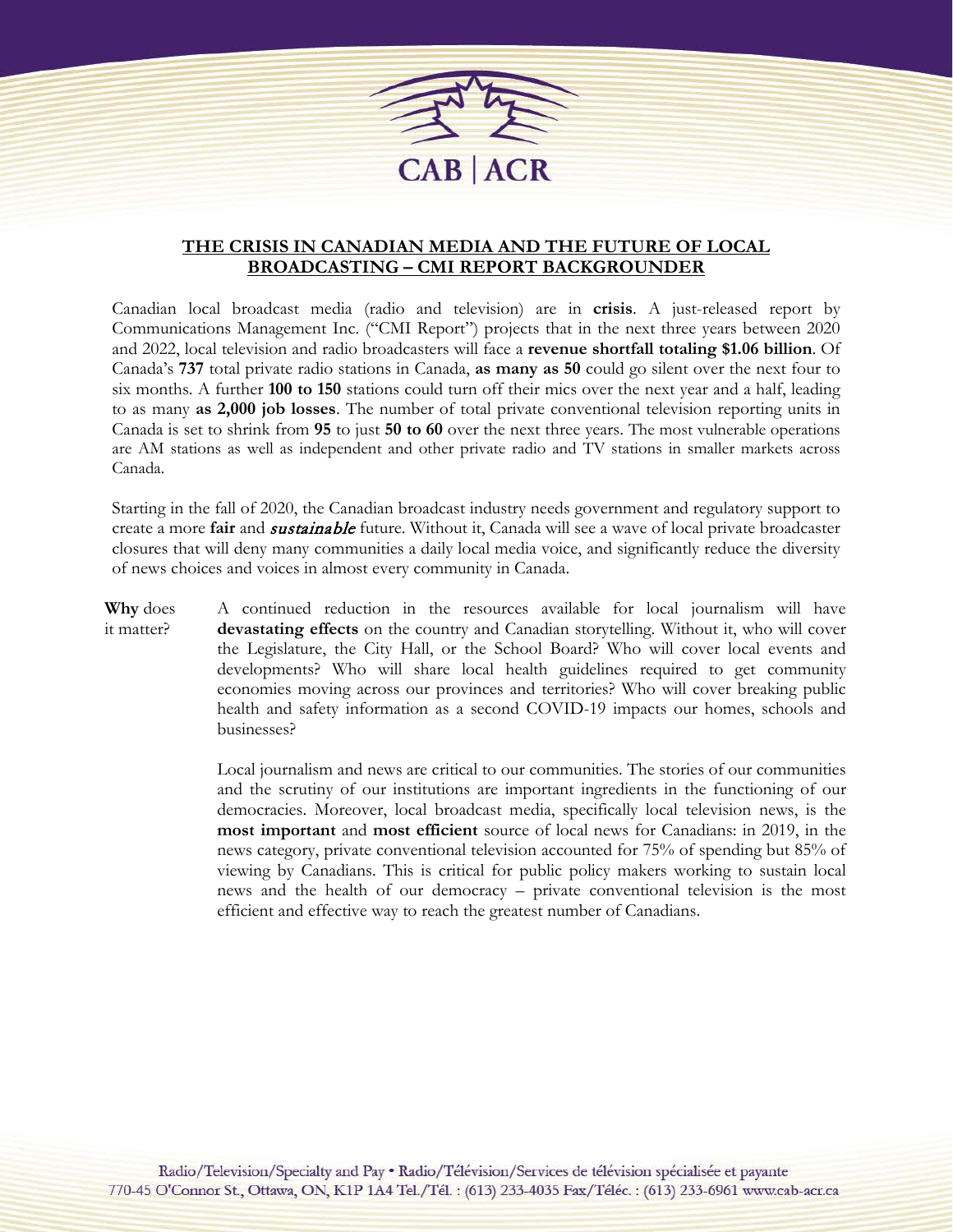CAB | ACR

# THE CRISIS IN CANADIAN MEDIA AND THE FUTURE OF LOCAL BROADCASTING – CMI REPORT BACKGROUNDER

Canadian local broadcast media (radio and television) are in **crisis**. A just-released report by Communications Management Inc. ("CMI Report") projects that in the next three years between 2020 and 2022, local television and radio broadcasters will face a **revenue shortfall totaling $1.06 billion**. Of Canada's **737** total private radio stations in Canada, **as many as 50** could go silent over the next four to six months. A further **100 to 150** stations could turn off their mics over the next year and a half, leading to as many **as 2,000 job losses**. The number of total private conventional television reporting units in Canada is set to shrink from **95** to just **50 to 60** over the next three years. The most vulnerable operations are AM stations as well as independent and other private radio and TV stations in smaller markets across Canada.

Starting in the fall of 2020, the Canadian broadcast industry needs government and regulatory support to create a more **fair** and ***sustainable*** future. Without it, Canada will see a wave of local private broadcaster closures that will deny many communities a daily local media voice, and significantly reduce the diversity of news choices and voices in almost every community in Canada.

**Why** does it matter?

A continued reduction in the resources available for local journalism will have **devastating effects** on the country and Canadian storytelling. Without it, who will cover the Legislature, the City Hall, or the School Board? Who will cover local events and developments? Who will share local health guidelines required to get community economies moving across our provinces and territories? Who will cover breaking public health and safety information as a second COVID-19 impacts our homes, schools and businesses?

Local journalism and news are critical to our communities. The stories of our communities and the scrutiny of our institutions are important ingredients in the functioning of our democracies. Moreover, local broadcast media, specifically local television news, is the **most important** and **most efficient** source of local news for Canadians: in 2019, in the news category, private conventional television accounted for 75% of spending but 85% of viewing by Canadians. This is critical for public policy makers working to sustain local news and the health of our democracy – private conventional television is the most efficient and effective way to reach the greatest number of Canadians.

Radio/Television/Specialty and Pay • Radio/Télévision/Services de télévision spécialisée et payante
770-45 O'Connor St., Ottawa, ON, K1P 1A4 Tel./Tél. : (613) 233-4035 Fax/Téléc. : (613) 233-6961 www.cab-acr.ca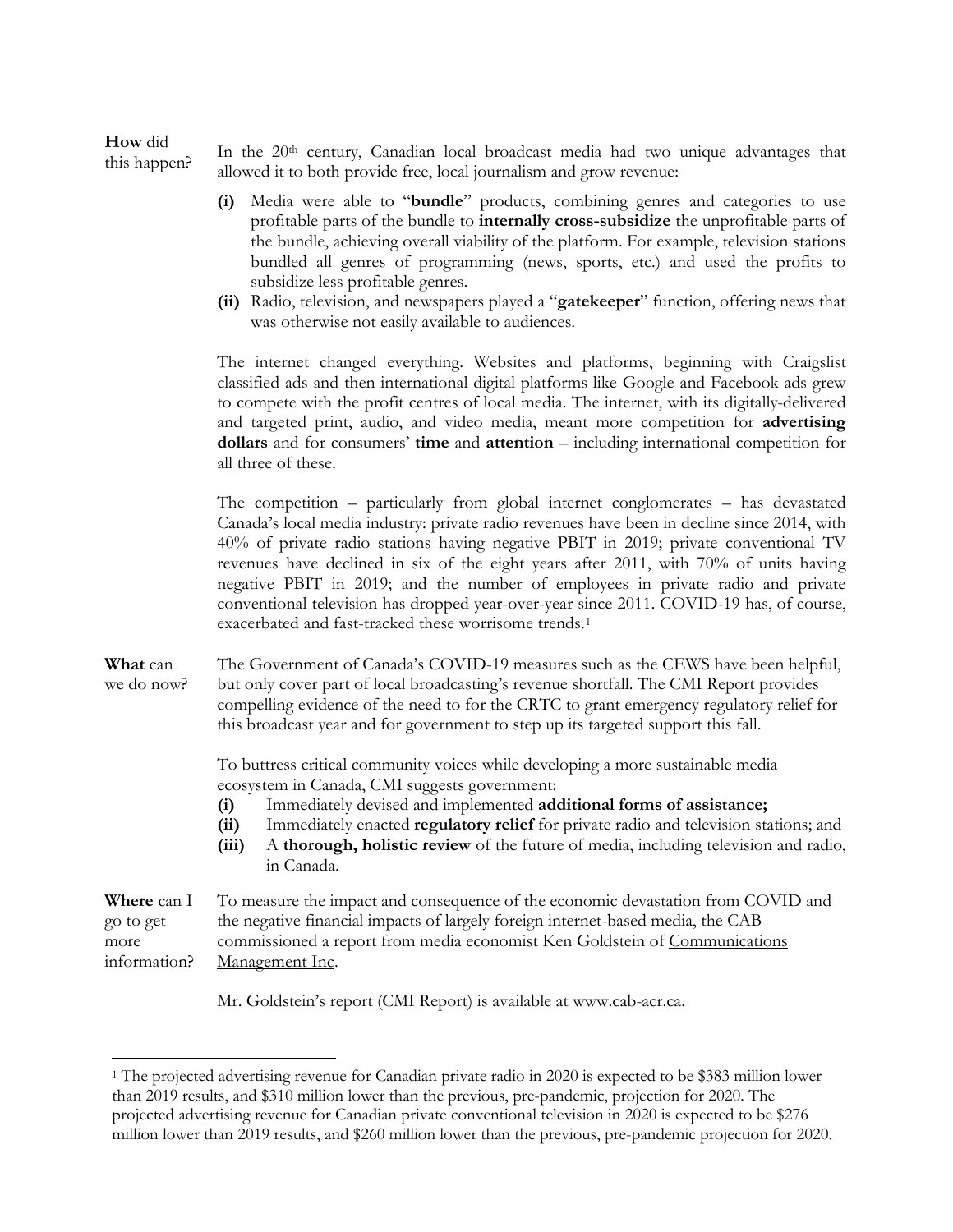**How** did this happen?

In the 20th century, Canadian local broadcast media had two unique advantages that allowed it to both provide free, local journalism and grow revenue:

**(i)** Media were able to "**bundle**" products, combining genres and categories to use profitable parts of the bundle to **internally cross-subsidize** the unprofitable parts of the bundle, achieving overall viability of the platform. For example, television stations bundled all genres of programming (news, sports, etc.) and used the profits to subsidize less profitable genres.

**(ii)** Radio, television, and newspapers played a "**gatekeeper**" function, offering news that was otherwise not easily available to audiences.

The internet changed everything. Websites and platforms, beginning with Craigslist classified ads and then international digital platforms like Google and Facebook ads grew to compete with the profit centres of local media. The internet, with its digitally-delivered and targeted print, audio, and video media, meant more competition for **advertising dollars** and for consumers' **time** and **attention** – including international competition for all three of these.

The competition – particularly from global internet conglomerates – has devastated Canada's local media industry: private radio revenues have been in decline since 2014, with 40% of private radio stations having negative PBIT in 2019; private conventional TV revenues have declined in six of the eight years after 2011, with 70% of units having negative PBIT in 2019; and the number of employees in private radio and private conventional television has dropped year-over-year since 2011. COVID-19 has, of course, exacerbated and fast-tracked these worrisome trends.[1]

**What** can we do now?

The Government of Canada's COVID-19 measures such as the CEWS have been helpful, but only cover part of local broadcasting's revenue shortfall. The CMI Report provides compelling evidence of the need to for the CRTC to grant emergency regulatory relief for this broadcast year and for government to step up its targeted support this fall.

To buttress critical community voices while developing a more sustainable media ecosystem in Canada, CMI suggests government:

**(i)** Immediately devised and implemented **additional forms of assistance;**

**(ii)** Immediately enacted **regulatory relief** for private radio and television stations; and

**(iii)** A **thorough, holistic review** of the future of media, including television and radio, in Canada.

**Where** can I go to get more information?

To measure the impact and consequence of the economic devastation from COVID and the negative financial impacts of largely foreign internet-based media, the CAB commissioned a report from media economist Ken Goldstein of Communications Management Inc.

Mr. Goldstein's report (CMI Report) is available at www.cab-acr.ca.

---

[1] The projected advertising revenue for Canadian private radio in 2020 is expected to be $383 million lower than 2019 results, and $310 million lower than the previous, pre-pandemic, projection for 2020. The projected advertising revenue for Canadian private conventional television in 2020 is expected to be $276 million lower than 2019 results, and $260 million lower than the previous, pre-pandemic projection for 2020.